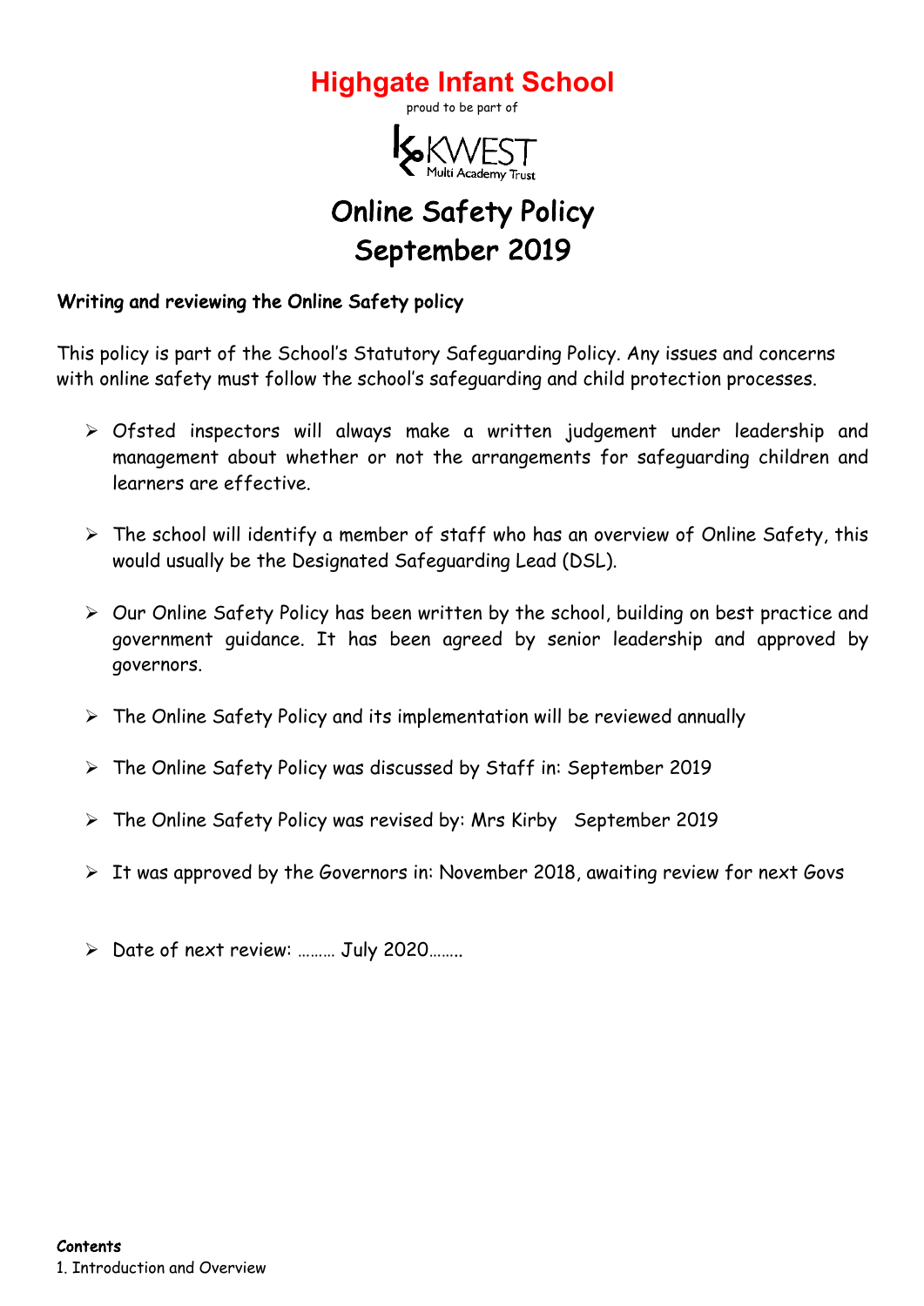# Highgate Infant School

proud to be part of

KWEST Multi Academy Trust

# Online Safety Policy
# September 2019

**Writing and reviewing the Online Safety policy**

This policy is part of the School's Statutory Safeguarding Policy. Any issues and concerns with online safety must follow the school's safeguarding and child protection processes.

- Ofsted inspectors will always make a written judgement under leadership and management about whether or not the arrangements for safeguarding children and learners are effective.
- The school will identify a member of staff who has an overview of Online Safety, this would usually be the Designated Safeguarding Lead (DSL).
- Our Online Safety Policy has been written by the school, building on best practice and government guidance. It has been agreed by senior leadership and approved by governors.
- The Online Safety Policy and its implementation will be reviewed annually
- The Online Safety Policy was discussed by Staff in: September 2019
- The Online Safety Policy was revised by: Mrs Kirby September 2019
- It was approved by the Governors in: November 2018, awaiting review for next Govs
- Date of next review: ……… July 2020……..

**Contents**

1. Introduction and Overview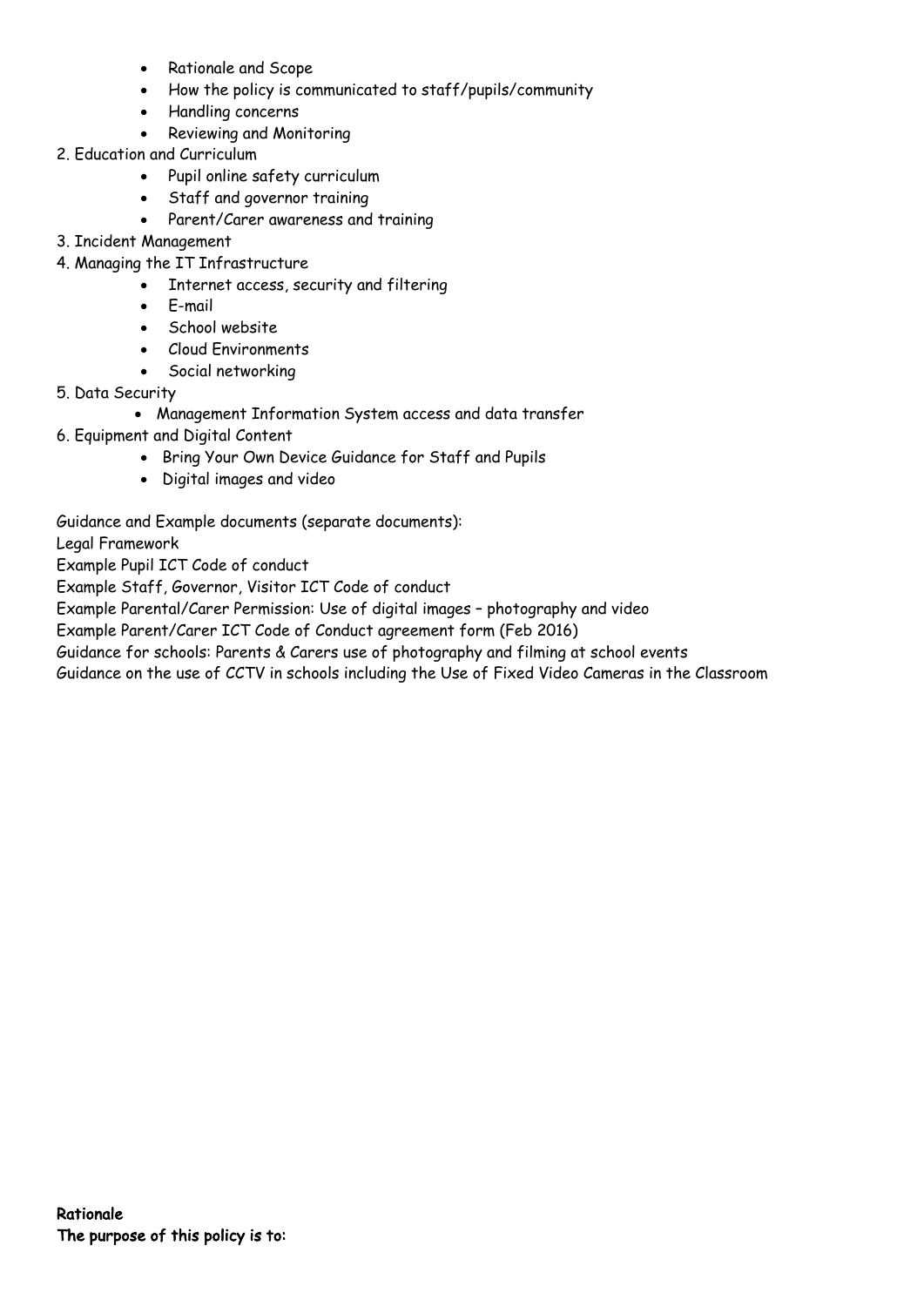- Rationale and Scope
- How the policy is communicated to staff/pupils/community
- Handling concerns
- Reviewing and Monitoring

2. Education and Curriculum
   - Pupil online safety curriculum
   - Staff and governor training
   - Parent/Carer awareness and training
3. Incident Management
4. Managing the IT Infrastructure
   - Internet access, security and filtering
   - E-mail
   - School website
   - Cloud Environments
   - Social networking
5. Data Security
   - Management Information System access and data transfer
6. Equipment and Digital Content
   - Bring Your Own Device Guidance for Staff and Pupils
   - Digital images and video

Guidance and Example documents (separate documents):

Legal Framework

Example Pupil ICT Code of conduct

Example Staff, Governor, Visitor ICT Code of conduct

Example Parental/Carer Permission: Use of digital images – photography and video

Example Parent/Carer ICT Code of Conduct agreement form (Feb 2016)

Guidance for schools: Parents & Carers use of photography and filming at school events

Guidance on the use of CCTV in schools including the Use of Fixed Video Cameras in the Classroom

**Rationale**

**The purpose of this policy is to:**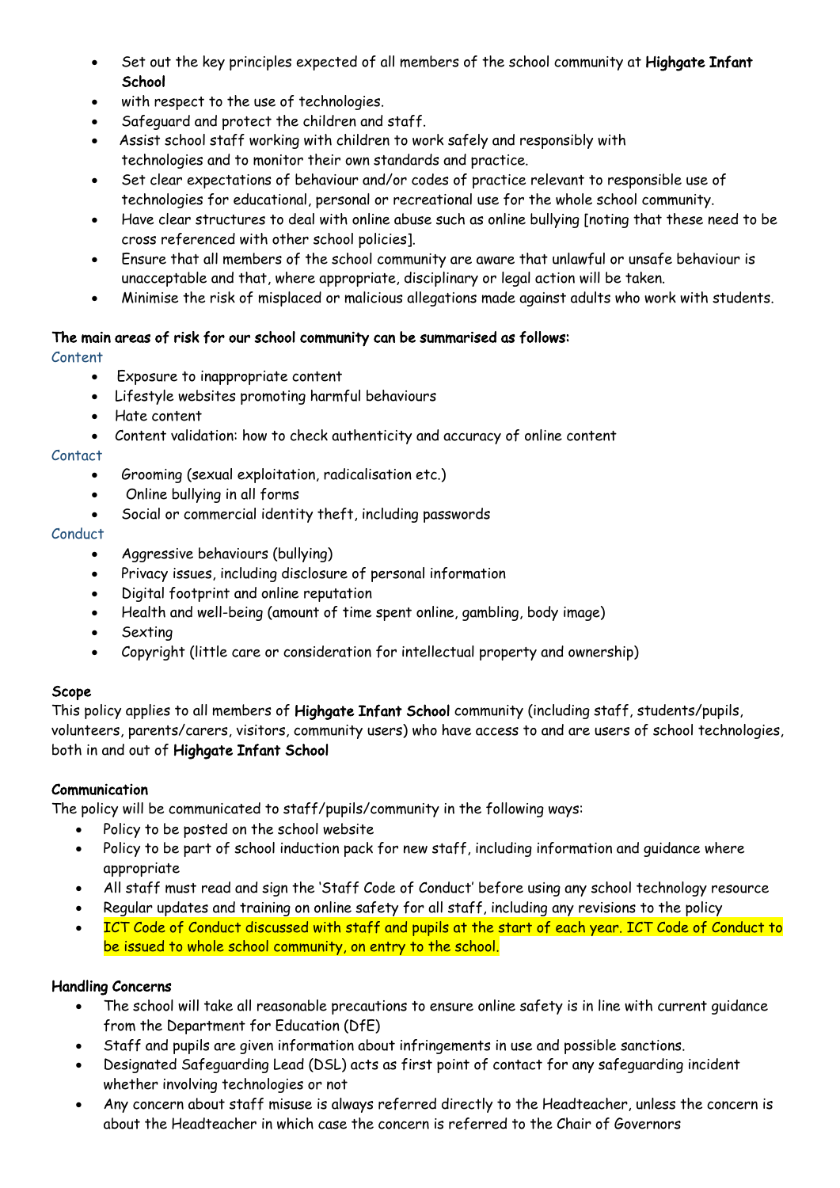- Set out the key principles expected of all members of the school community at **Highgate Infant School**
- with respect to the use of technologies.
- Safeguard and protect the children and staff.
- Assist school staff working with children to work safely and responsibly with technologies and to monitor their own standards and practice.
- Set clear expectations of behaviour and/or codes of practice relevant to responsible use of technologies for educational, personal or recreational use for the whole school community.
- Have clear structures to deal with online abuse such as online bullying [noting that these need to be cross referenced with other school policies].
- Ensure that all members of the school community are aware that unlawful or unsafe behaviour is unacceptable and that, where appropriate, disciplinary or legal action will be taken.
- Minimise the risk of misplaced or malicious allegations made against adults who work with students.

**The main areas of risk for our school community can be summarised as follows:**

Content

- Exposure to inappropriate content
- Lifestyle websites promoting harmful behaviours
- Hate content
- Content validation: how to check authenticity and accuracy of online content

Contact

- Grooming (sexual exploitation, radicalisation etc.)
- Online bullying in all forms
- Social or commercial identity theft, including passwords

Conduct

- Aggressive behaviours (bullying)
- Privacy issues, including disclosure of personal information
- Digital footprint and online reputation
- Health and well-being (amount of time spent online, gambling, body image)
- Sexting
- Copyright (little care or consideration for intellectual property and ownership)

**Scope**

This policy applies to all members of **Highgate Infant School** community (including staff, students/pupils, volunteers, parents/carers, visitors, community users) who have access to and are users of school technologies, both in and out of **Highgate Infant School**

**Communication**

The policy will be communicated to staff/pupils/community in the following ways:

- Policy to be posted on the school website
- Policy to be part of school induction pack for new staff, including information and guidance where appropriate
- All staff must read and sign the 'Staff Code of Conduct' before using any school technology resource
- Regular updates and training on online safety for all staff, including any revisions to the policy
- ICT Code of Conduct discussed with staff and pupils at the start of each year. ICT Code of Conduct to be issued to whole school community, on entry to the school.

**Handling Concerns**

- The school will take all reasonable precautions to ensure online safety is in line with current guidance from the Department for Education (DfE)
- Staff and pupils are given information about infringements in use and possible sanctions.
- Designated Safeguarding Lead (DSL) acts as first point of contact for any safeguarding incident whether involving technologies or not
- Any concern about staff misuse is always referred directly to the Headteacher, unless the concern is about the Headteacher in which case the concern is referred to the Chair of Governors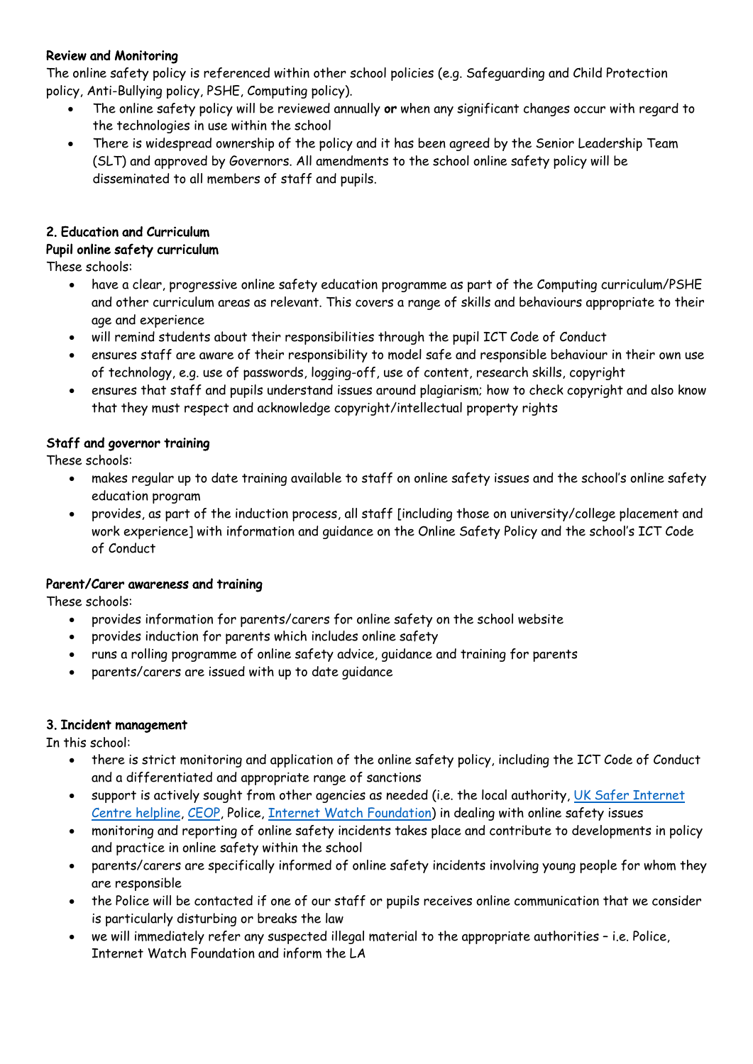### Review and Monitoring

The online safety policy is referenced within other school policies (e.g. Safeguarding and Child Protection policy, Anti-Bullying policy, PSHE, Computing policy).

- The online safety policy will be reviewed annually **or** when any significant changes occur with regard to the technologies in use within the school
- There is widespread ownership of the policy and it has been agreed by the Senior Leadership Team (SLT) and approved by Governors. All amendments to the school online safety policy will be disseminated to all members of staff and pupils.

## 2. Education and Curriculum

### Pupil online safety curriculum

These schools:

- have a clear, progressive online safety education programme as part of the Computing curriculum/PSHE and other curriculum areas as relevant. This covers a range of skills and behaviours appropriate to their age and experience
- will remind students about their responsibilities through the pupil ICT Code of Conduct
- ensures staff are aware of their responsibility to model safe and responsible behaviour in their own use of technology, e.g. use of passwords, logging-off, use of content, research skills, copyright
- ensures that staff and pupils understand issues around plagiarism; how to check copyright and also know that they must respect and acknowledge copyright/intellectual property rights

### Staff and governor training

These schools:

- makes regular up to date training available to staff on online safety issues and the school's online safety education program
- provides, as part of the induction process, all staff [including those on university/college placement and work experience] with information and guidance on the Online Safety Policy and the school's ICT Code of Conduct

### Parent/Carer awareness and training

These schools:

- provides information for parents/carers for online safety on the school website
- provides induction for parents which includes online safety
- runs a rolling programme of online safety advice, guidance and training for parents
- parents/carers are issued with up to date guidance

## 3. Incident management

In this school:

- there is strict monitoring and application of the online safety policy, including the ICT Code of Conduct and a differentiated and appropriate range of sanctions
- support is actively sought from other agencies as needed (i.e. the local authority, UK Safer Internet Centre helpline, CEOP, Police, Internet Watch Foundation) in dealing with online safety issues
- monitoring and reporting of online safety incidents takes place and contribute to developments in policy and practice in online safety within the school
- parents/carers are specifically informed of online safety incidents involving young people for whom they are responsible
- the Police will be contacted if one of our staff or pupils receives online communication that we consider is particularly disturbing or breaks the law
- we will immediately refer any suspected illegal material to the appropriate authorities – i.e. Police, Internet Watch Foundation and inform the LA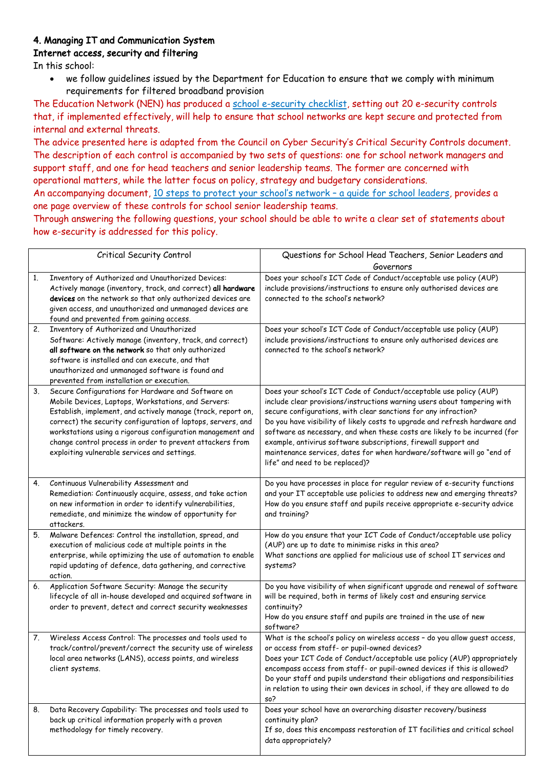**4. Managing IT and Communication System**

**Internet access, security and filtering**

In this school:

- we follow guidelines issued by the Department for Education to ensure that we comply with minimum requirements for filtered broadband provision

The Education Network (NEN) has produced a school e-security checklist, setting out 20 e-security controls that, if implemented effectively, will help to ensure that school networks are kept secure and protected from internal and external threats.

The advice presented here is adapted from the Council on Cyber Security's Critical Security Controls document. The description of each control is accompanied by two sets of questions: one for school network managers and support staff, and one for head teachers and senior leadership teams. The former are concerned with operational matters, while the latter focus on policy, strategy and budgetary considerations.

An accompanying document, 10 steps to protect your school's network – a guide for school leaders, provides a one page overview of these controls for school senior leadership teams.

Through answering the following questions, your school should be able to write a clear set of statements about how e-security is addressed for this policy.

| Critical Security Control | Questions for School Head Teachers, Senior Leaders and Governors |
|---|---|
| 1. Inventory of Authorized and Unauthorized Devices: Actively manage (inventory, track, and correct) **all hardware devices** on the network so that only authorized devices are given access, and unauthorized and unmanaged devices are found and prevented from gaining access. | Does your school's ICT Code of Conduct/acceptable use policy (AUP) include provisions/instructions to ensure only authorised devices are connected to the school's network? |
| 2. Inventory of Authorized and Unauthorized Software: Actively manage (inventory, track, and correct) **all software on the network** so that only authorized software is installed and can execute, and that unauthorized and unmanaged software is found and prevented from installation or execution. | Does your school's ICT Code of Conduct/acceptable use policy (AUP) include provisions/instructions to ensure only authorised devices are connected to the school's network? |
| 3. Secure Configurations for Hardware and Software on Mobile Devices, Laptops, Workstations, and Servers: Establish, implement, and actively manage (track, report on, correct) the security configuration of laptops, servers, and workstations using a rigorous configuration management and change control process in order to prevent attackers from exploiting vulnerable services and settings. | Does your school's ICT Code of Conduct/acceptable use policy (AUP) include clear provisions/instructions warning users about tampering with secure configurations, with clear sanctions for any infraction?<br>Do you have visibility of likely costs to upgrade and refresh hardware and software as necessary, and when these costs are likely to be incurred (for example, antivirus software subscriptions, firewall support and maintenance services, dates for when hardware/software will go "end of life" and need to be replaced)? |
| 4. Continuous Vulnerability Assessment and Remediation: Continuously acquire, assess, and take action on new information in order to identify vulnerabilities, remediate, and minimize the window of opportunity for attackers. | Do you have processes in place for regular review of e-security functions and your IT acceptable use policies to address new and emerging threats?<br>How do you ensure staff and pupils receive appropriate e-security advice and training? |
| 5. Malware Defences: Control the installation, spread, and execution of malicious code at multiple points in the enterprise, while optimizing the use of automation to enable rapid updating of defence, data gathering, and corrective action. | How do you ensure that your ICT Code of Conduct/acceptable use policy (AUP) are up to date to minimise risks in this area?<br>What sanctions are applied for malicious use of school IT services and systems? |
| 6. Application Software Security: Manage the security lifecycle of all in-house developed and acquired software in order to prevent, detect and correct security weaknesses | Do you have visibility of when significant upgrade and renewal of software will be required, both in terms of likely cost and ensuring service continuity?<br>How do you ensure staff and pupils are trained in the use of new software? |
| 7. Wireless Access Control: The processes and tools used to track/control/prevent/correct the security use of wireless local area networks (LANS), access points, and wireless client systems. | What is the school's policy on wireless access – do you allow guest access, or access from staff- or pupil-owned devices?<br>Does your ICT Code of Conduct/acceptable use policy (AUP) appropriately encompass access from staff- or pupil-owned devices if this is allowed?<br>Do your staff and pupils understand their obligations and responsibilities in relation to using their own devices in school, if they are allowed to do so? |
| 8. Data Recovery Capability: The processes and tools used to back up critical information properly with a proven methodology for timely recovery. | Does your school have an overarching disaster recovery/business continuity plan?<br>If so, does this encompass restoration of IT facilities and critical school data appropriately? |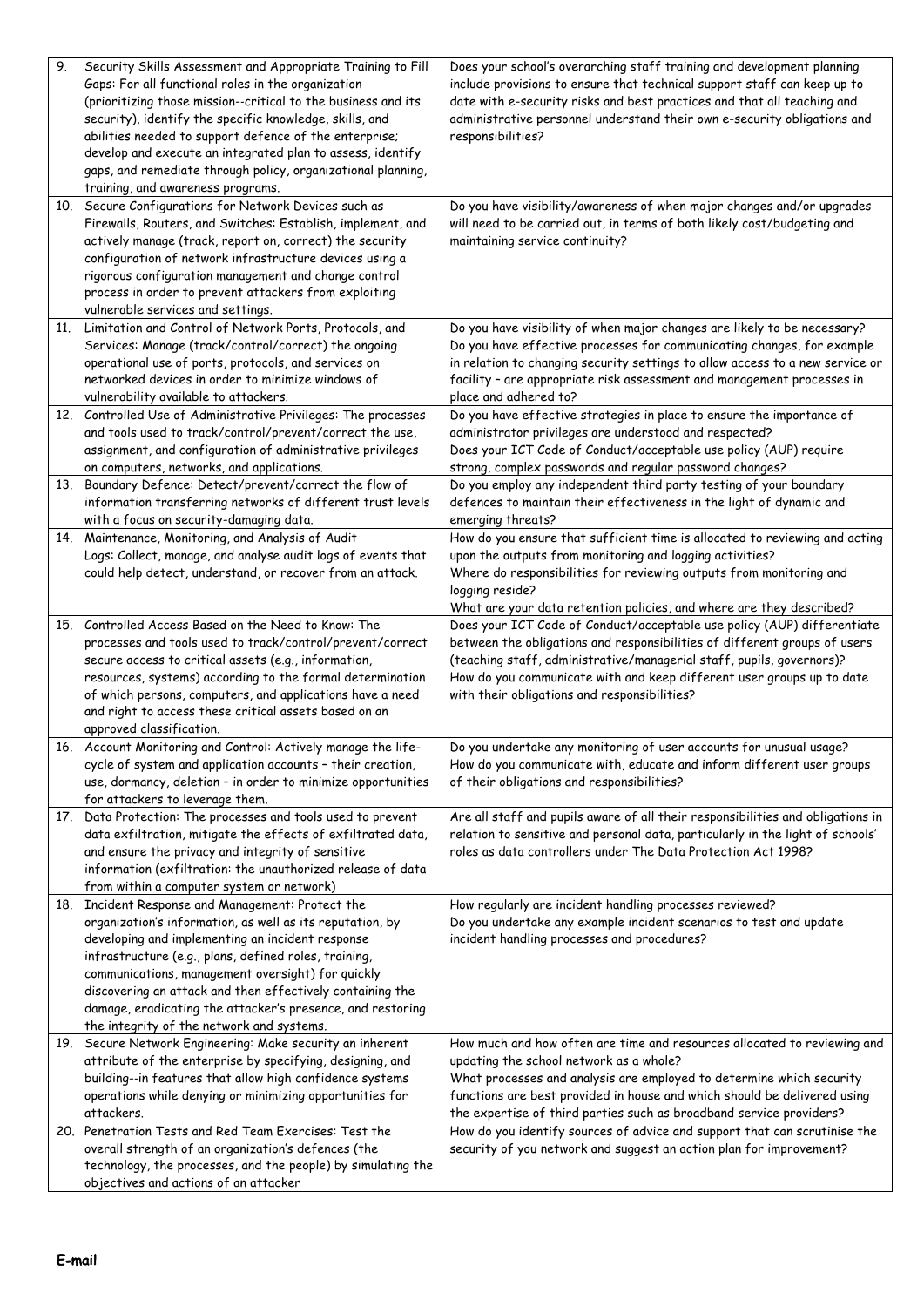| | |
|---|---|
| 9. Security Skills Assessment and Appropriate Training to Fill Gaps: For all functional roles in the organization (prioritizing those mission--critical to the business and its security), identify the specific knowledge, skills, and abilities needed to support defence of the enterprise; develop and execute an integrated plan to assess, identify gaps, and remediate through policy, organizational planning, training, and awareness programs. | Does your school's overarching staff training and development planning include provisions to ensure that technical support staff can keep up to date with e-security risks and best practices and that all teaching and administrative personnel understand their own e-security obligations and responsibilities? |
| 10. Secure Configurations for Network Devices such as Firewalls, Routers, and Switches: Establish, implement, and actively manage (track, report on, correct) the security configuration of network infrastructure devices using a rigorous configuration management and change control process in order to prevent attackers from exploiting vulnerable services and settings. | Do you have visibility/awareness of when major changes and/or upgrades will need to be carried out, in terms of both likely cost/budgeting and maintaining service continuity? |
| 11. Limitation and Control of Network Ports, Protocols, and Services: Manage (track/control/correct) the ongoing operational use of ports, protocols, and services on networked devices in order to minimize windows of vulnerability available to attackers. | Do you have visibility of when major changes are likely to be necessary? Do you have effective processes for communicating changes, for example in relation to changing security settings to allow access to a new service or facility – are appropriate risk assessment and management processes in place and adhered to? |
| 12. Controlled Use of Administrative Privileges: The processes and tools used to track/control/prevent/correct the use, assignment, and configuration of administrative privileges on computers, networks, and applications. | Do you have effective strategies in place to ensure the importance of administrator privileges are understood and respected?<br>Does your ICT Code of Conduct/acceptable use policy (AUP) require strong, complex passwords and regular password changes? |
| 13. Boundary Defence: Detect/prevent/correct the flow of information transferring networks of different trust levels with a focus on security-damaging data. | Do you employ any independent third party testing of your boundary defences to maintain their effectiveness in the light of dynamic and emerging threats? |
| 14. Maintenance, Monitoring, and Analysis of Audit Logs: Collect, manage, and analyse audit logs of events that could help detect, understand, or recover from an attack. | How do you ensure that sufficient time is allocated to reviewing and acting upon the outputs from monitoring and logging activities?<br>Where do responsibilities for reviewing outputs from monitoring and logging reside?<br>What are your data retention policies, and where are they described? |
| 15. Controlled Access Based on the Need to Know: The processes and tools used to track/control/prevent/correct secure access to critical assets (e.g., information, resources, systems) according to the formal determination of which persons, computers, and applications have a need and right to access these critical assets based on an approved classification. | Does your ICT Code of Conduct/acceptable use policy (AUP) differentiate between the obligations and responsibilities of different groups of users (teaching staff, administrative/managerial staff, pupils, governors)?<br>How do you communicate with and keep different user groups up to date with their obligations and responsibilities? |
| 16. Account Monitoring and Control: Actively manage the life-cycle of system and application accounts – their creation, use, dormancy, deletion – in order to minimize opportunities for attackers to leverage them. | Do you undertake any monitoring of user accounts for unusual usage?<br>How do you communicate with, educate and inform different user groups of their obligations and responsibilities? |
| 17. Data Protection: The processes and tools used to prevent data exfiltration, mitigate the effects of exfiltrated data, and ensure the privacy and integrity of sensitive information (exfiltration: the unauthorized release of data from within a computer system or network) | Are all staff and pupils aware of all their responsibilities and obligations in relation to sensitive and personal data, particularly in the light of schools' roles as data controllers under The Data Protection Act 1998? |
| 18. Incident Response and Management: Protect the organization's information, as well as its reputation, by developing and implementing an incident response infrastructure (e.g., plans, defined roles, training, communications, management oversight) for quickly discovering an attack and then effectively containing the damage, eradicating the attacker's presence, and restoring the integrity of the network and systems. | How regularly are incident handling processes reviewed?<br>Do you undertake any example incident scenarios to test and update incident handling processes and procedures? |
| 19. Secure Network Engineering: Make security an inherent attribute of the enterprise by specifying, designing, and building--in features that allow high confidence systems operations while denying or minimizing opportunities for attackers. | How much and how often are time and resources allocated to reviewing and updating the school network as a whole?<br>What processes and analysis are employed to determine which security functions are best provided in house and which should be delivered using the expertise of third parties such as broadband service providers? |
| 20. Penetration Tests and Red Team Exercises: Test the overall strength of an organization's defences (the technology, the processes, and the people) by simulating the objectives and actions of an attacker | How do you identify sources of advice and support that can scrutinise the security of you network and suggest an action plan for improvement? |

**E-mail**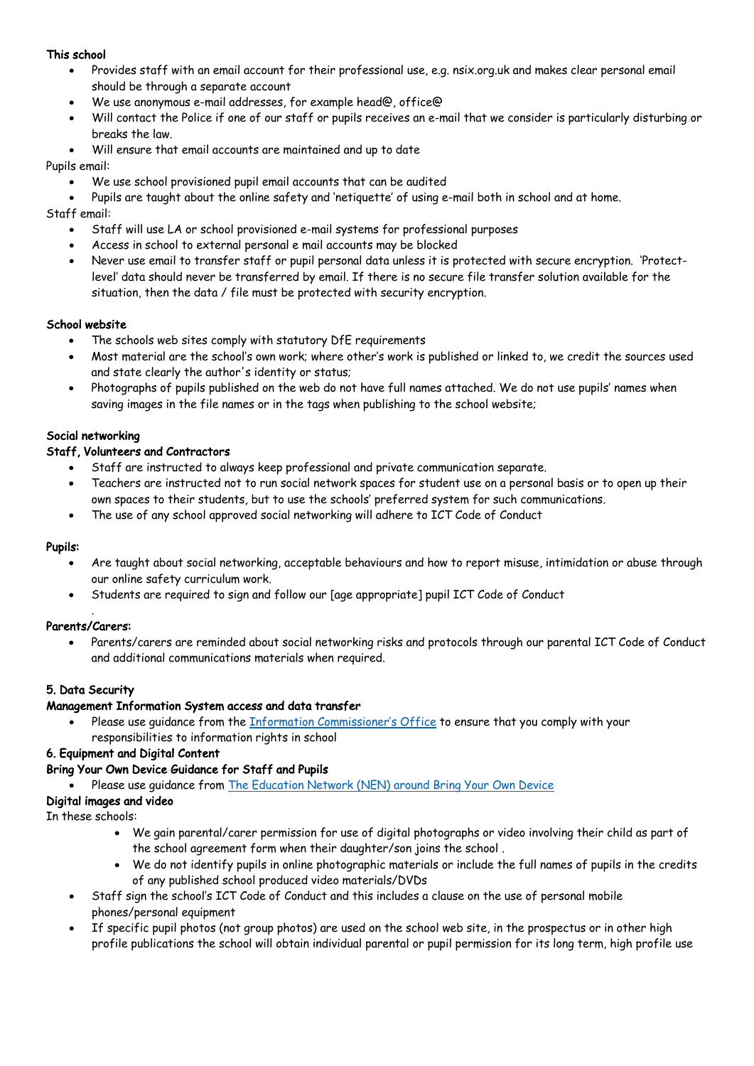**This school**

- Provides staff with an email account for their professional use, e.g. nsix.org.uk and makes clear personal email should be through a separate account
- We use anonymous e-mail addresses, for example head@, office@
- Will contact the Police if one of our staff or pupils receives an e-mail that we consider is particularly disturbing or breaks the law.
- Will ensure that email accounts are maintained and up to date

Pupils email:

- We use school provisioned pupil email accounts that can be audited
- Pupils are taught about the online safety and 'netiquette' of using e-mail both in school and at home.

Staff email:

- Staff will use LA or school provisioned e-mail systems for professional purposes
- Access in school to external personal e mail accounts may be blocked
- Never use email to transfer staff or pupil personal data unless it is protected with secure encryption. 'Protect-level' data should never be transferred by email. If there is no secure file transfer solution available for the situation, then the data / file must be protected with security encryption.

**School website**

- The schools web sites comply with statutory DfE requirements
- Most material are the school's own work; where other's work is published or linked to, we credit the sources used and state clearly the author's identity or status;
- Photographs of pupils published on the web do not have full names attached. We do not use pupils' names when saving images in the file names or in the tags when publishing to the school website;

**Social networking**

**Staff, Volunteers and Contractors**

- Staff are instructed to always keep professional and private communication separate.
- Teachers are instructed not to run social network spaces for student use on a personal basis or to open up their own spaces to their students, but to use the schools' preferred system for such communications.
- The use of any school approved social networking will adhere to ICT Code of Conduct

**Pupils:**

- Are taught about social networking, acceptable behaviours and how to report misuse, intimidation or abuse through our online safety curriculum work.
- Students are required to sign and follow our [age appropriate] pupil ICT Code of Conduct

**Parents/Carers:**

- Parents/carers are reminded about social networking risks and protocols through our parental ICT Code of Conduct and additional communications materials when required.

**5. Data Security**

**Management Information System access and data transfer**

- Please use guidance from the [Information Commissioner's Office]() to ensure that you comply with your responsibilities to information rights in school

**6. Equipment and Digital Content**

**Bring Your Own Device Guidance for Staff and Pupils**

- Please use guidance from [The Education Network (NEN) around Bring Your Own Device]()

**Digital images and video**

In these schools:

- We gain parental/carer permission for use of digital photographs or video involving their child as part of the school agreement form when their daughter/son joins the school .
- We do not identify pupils in online photographic materials or include the full names of pupils in the credits of any published school produced video materials/DVDs
- Staff sign the school's ICT Code of Conduct and this includes a clause on the use of personal mobile phones/personal equipment
- If specific pupil photos (not group photos) are used on the school web site, in the prospectus or in other high profile publications the school will obtain individual parental or pupil permission for its long term, high profile use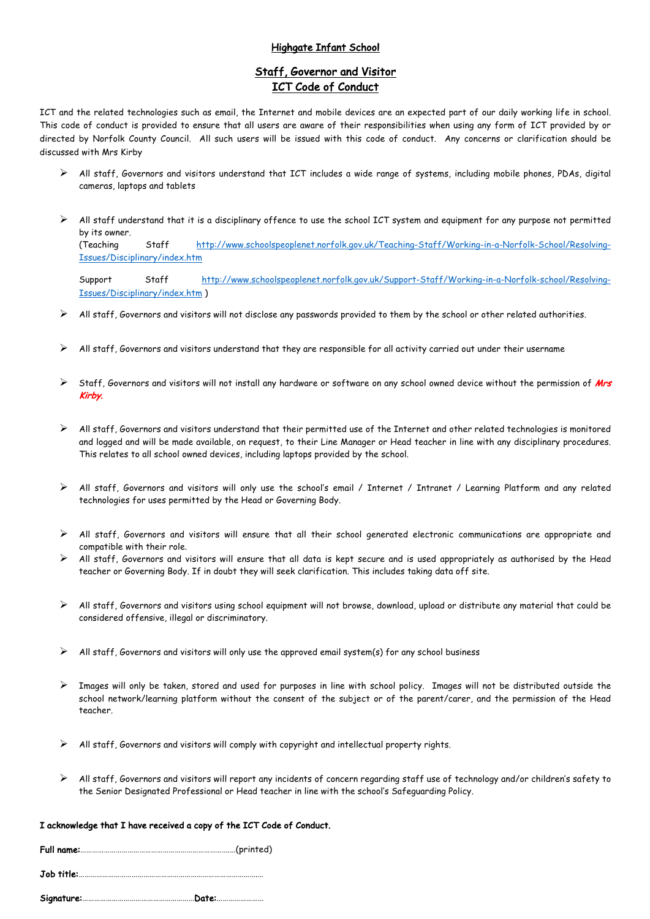# Highgate Infant School

## Staff, Governor and Visitor ICT Code of Conduct

ICT and the related technologies such as email, the Internet and mobile devices are an expected part of our daily working life in school. This code of conduct is provided to ensure that all users are aware of their responsibilities when using any form of ICT provided by or directed by Norfolk County Council. All such users will be issued with this code of conduct. Any concerns or clarification should be discussed with Mrs Kirby

- All staff, Governors and visitors understand that ICT includes a wide range of systems, including mobile phones, PDAs, digital cameras, laptops and tablets

- All staff understand that it is a disciplinary offence to use the school ICT system and equipment for any purpose not permitted by its owner.
  (Teaching Staff http://www.schoolspeoplenet.norfolk.gov.uk/Teaching-Staff/Working-in-a-Norfolk-School/Resolving-Issues/Disciplinary/index.htm

  Support Staff http://www.schoolspeoplenet.norfolk.gov.uk/Support-Staff/Working-in-a-Norfolk-school/Resolving-Issues/Disciplinary/index.htm )

- All staff, Governors and visitors will not disclose any passwords provided to them by the school or other related authorities.

- All staff, Governors and visitors understand that they are responsible for all activity carried out under their username

- Staff, Governors and visitors will not install any hardware or software on any school owned device without the permission of ***Mrs Kirby.***

- All staff, Governors and visitors understand that their permitted use of the Internet and other related technologies is monitored and logged and will be made available, on request, to their Line Manager or Head teacher in line with any disciplinary procedures. This relates to all school owned devices, including laptops provided by the school.

- All staff, Governors and visitors will only use the school's email / Internet / Intranet / Learning Platform and any related technologies for uses permitted by the Head or Governing Body.

- All staff, Governors and visitors will ensure that all their school generated electronic communications are appropriate and compatible with their role.
- All staff, Governors and visitors will ensure that all data is kept secure and is used appropriately as authorised by the Head teacher or Governing Body. If in doubt they will seek clarification. This includes taking data off site.

- All staff, Governors and visitors using school equipment will not browse, download, upload or distribute any material that could be considered offensive, illegal or discriminatory.

- All staff, Governors and visitors will only use the approved email system(s) for any school business

- Images will only be taken, stored and used for purposes in line with school policy. Images will not be distributed outside the school network/learning platform without the consent of the subject or of the parent/carer, and the permission of the Head teacher.

- All staff, Governors and visitors will comply with copyright and intellectual property rights.

- All staff, Governors and visitors will report any incidents of concern regarding staff use of technology and/or children's safety to the Senior Designated Professional or Head teacher in line with the school's Safeguarding Policy.

**I acknowledge that I have received a copy of the ICT Code of Conduct.**

**Full name:**…………………………………………………………………(printed)

**Job title:**……………………………………………………………………………

**Signature:**…………………………………………………**Date:**……………………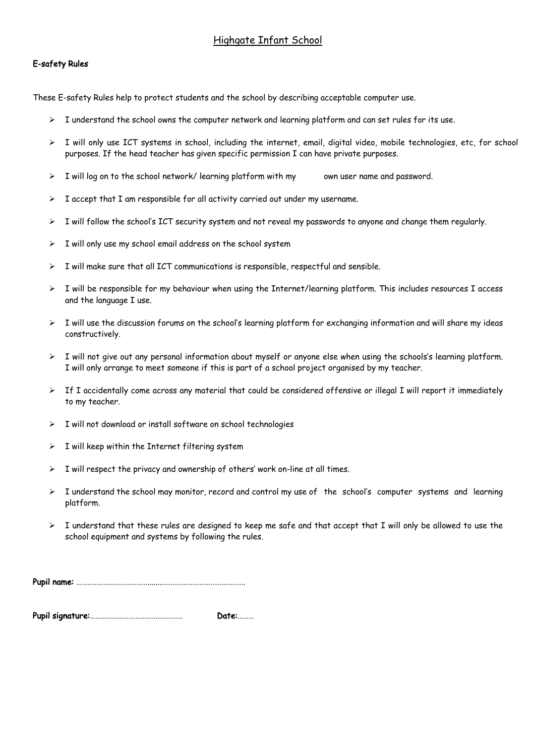# Highgate Infant School

**E-safety Rules**

These E-safety Rules help to protect students and the school by describing acceptable computer use.

- I understand the school owns the computer network and learning platform and can set rules for its use.
- I will only use ICT systems in school, including the internet, email, digital video, mobile technologies, etc, for school purposes. If the head teacher has given specific permission I can have private purposes.
- I will log on to the school network/ learning platform with my own user name and password.
- I accept that I am responsible for all activity carried out under my username.
- I will follow the school's ICT security system and not reveal my passwords to anyone and change them regularly.
- I will only use my school email address on the school system
- I will make sure that all ICT communications is responsible, respectful and sensible.
- I will be responsible for my behaviour when using the Internet/learning platform. This includes resources I access and the language I use.
- I will use the discussion forums on the school's learning platform for exchanging information and will share my ideas constructively.
- I will not give out any personal information about myself or anyone else when using the schools's learning platform. I will only arrange to meet someone if this is part of a school project organised by my teacher.
- If I accidentally come across any material that could be considered offensive or illegal I will report it immediately to my teacher.
- I will not download or install software on school technologies
- I will keep within the Internet filtering system
- I will respect the privacy and ownership of others' work on-line at all times.
- I understand the school may monitor, record and control my use of the school's computer systems and learning platform.
- I understand that these rules are designed to keep me safe and that accept that I will only be allowed to use the school equipment and systems by following the rules.

**Pupil name:** ……………………………………………………………………………….

**Pupil signature:**…………………………………………… **Date:**………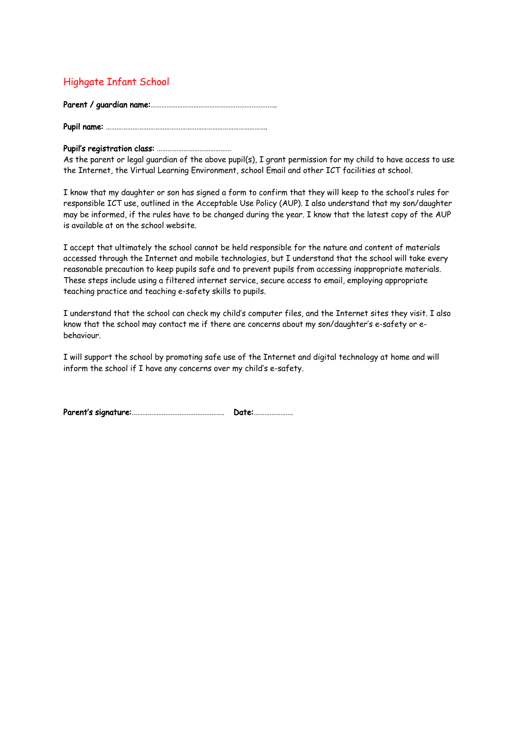# Highgate Infant School

**Parent / guardian name:**……………………………………………………………

**Pupil name:** ………………………………………………………………………………

**Pupil's registration class:** ……………………………………

As the parent or legal guardian of the above pupil(s), I grant permission for my child to have access to use the Internet, the Virtual Learning Environment, school Email and other ICT facilities at school.

I know that my daughter or son has signed a form to confirm that they will keep to the school's rules for responsible ICT use, outlined in the Acceptable Use Policy (AUP). I also understand that my son/daughter may be informed, if the rules have to be changed during the year. I know that the latest copy of the AUP is available at on the school website.

I accept that ultimately the school cannot be held responsible for the nature and content of materials accessed through the Internet and mobile technologies, but I understand that the school will take every reasonable precaution to keep pupils safe and to prevent pupils from accessing inappropriate materials. These steps include using a filtered internet service, secure access to email, employing appropriate teaching practice and teaching e-safety skills to pupils.

I understand that the school can check my child's computer files, and the Internet sites they visit. I also know that the school may contact me if there are concerns about my son/daughter's e-safety or e-behaviour.

I will support the school by promoting safe use of the Internet and digital technology at home and will inform the school if I have any concerns over my child's e-safety.

**Parent's signature:**…………………………………………… **Date:**…………………